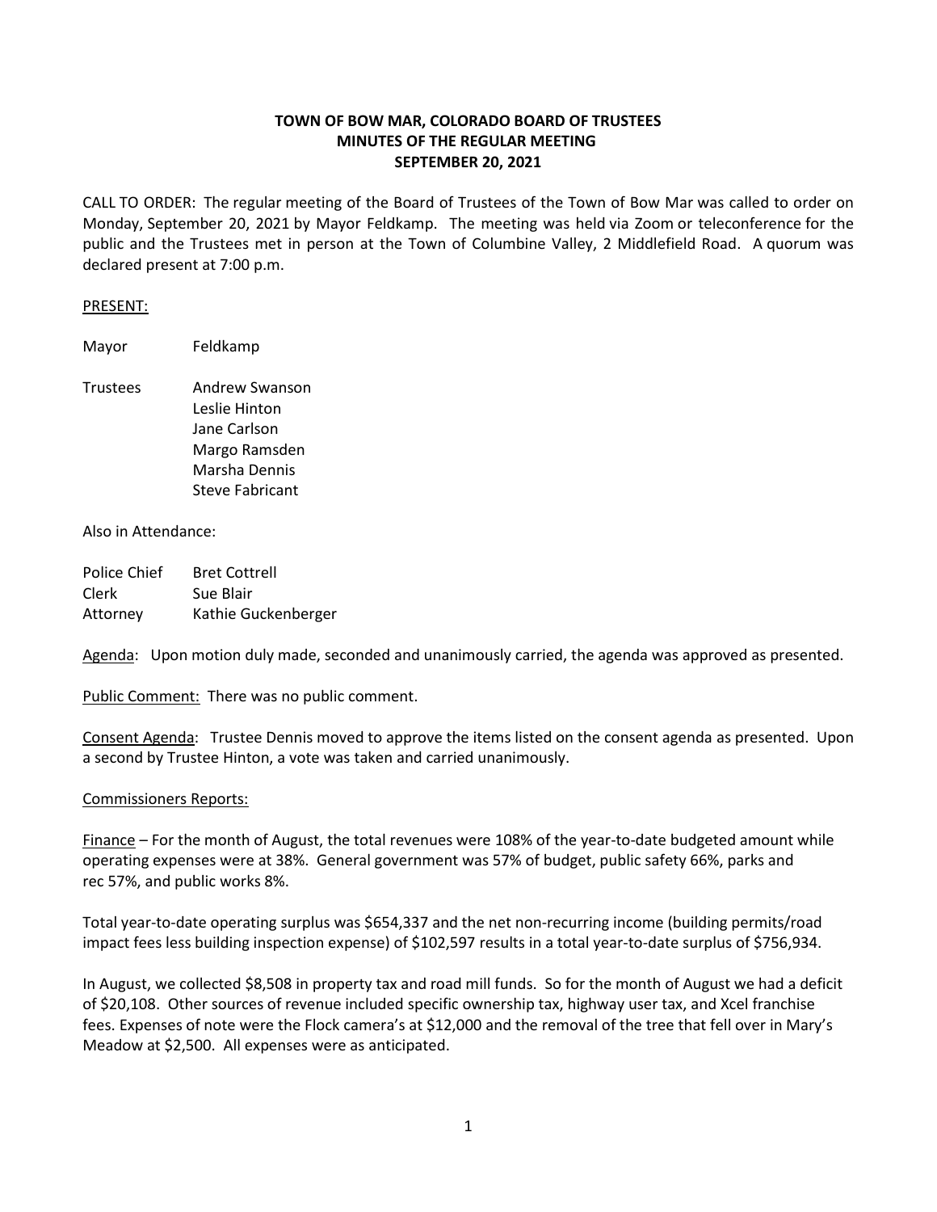# TOWN OF BOW MAR, COLORADO BOARD OF TRUSTEES
## MINUTES OF THE REGULAR MEETING
## SEPTEMBER 20, 2021

CALL TO ORDER: The regular meeting of the Board of Trustees of the Town of Bow Mar was called to order on Monday, September 20, 2021 by Mayor Feldkamp. The meeting was held via Zoom or teleconference for the public and the Trustees met in person at the Town of Columbine Valley, 2 Middlefield Road. A quorum was declared present at 7:00 p.m.

PRESENT:

Mayor Feldkamp

Trustees Andrew Swanson
Leslie Hinton
Jane Carlson
Margo Ramsden
Marsha Dennis
Steve Fabricant

Also in Attendance:

Police Chief Bret Cottrell
Clerk Sue Blair
Attorney Kathie Guckenberger

Agenda: Upon motion duly made, seconded and unanimously carried, the agenda was approved as presented.

Public Comment: There was no public comment.

Consent Agenda: Trustee Dennis moved to approve the items listed on the consent agenda as presented. Upon a second by Trustee Hinton, a vote was taken and carried unanimously.

Commissioners Reports:

Finance – For the month of August, the total revenues were 108% of the year-to-date budgeted amount while operating expenses were at 38%. General government was 57% of budget, public safety 66%, parks and rec 57%, and public works 8%.

Total year-to-date operating surplus was $654,337 and the net non-recurring income (building permits/road impact fees less building inspection expense) of $102,597 results in a total year-to-date surplus of $756,934.

In August, we collected $8,508 in property tax and road mill funds. So for the month of August we had a deficit of $20,108. Other sources of revenue included specific ownership tax, highway user tax, and Xcel franchise fees. Expenses of note were the Flock camera's at $12,000 and the removal of the tree that fell over in Mary's Meadow at $2,500. All expenses were as anticipated.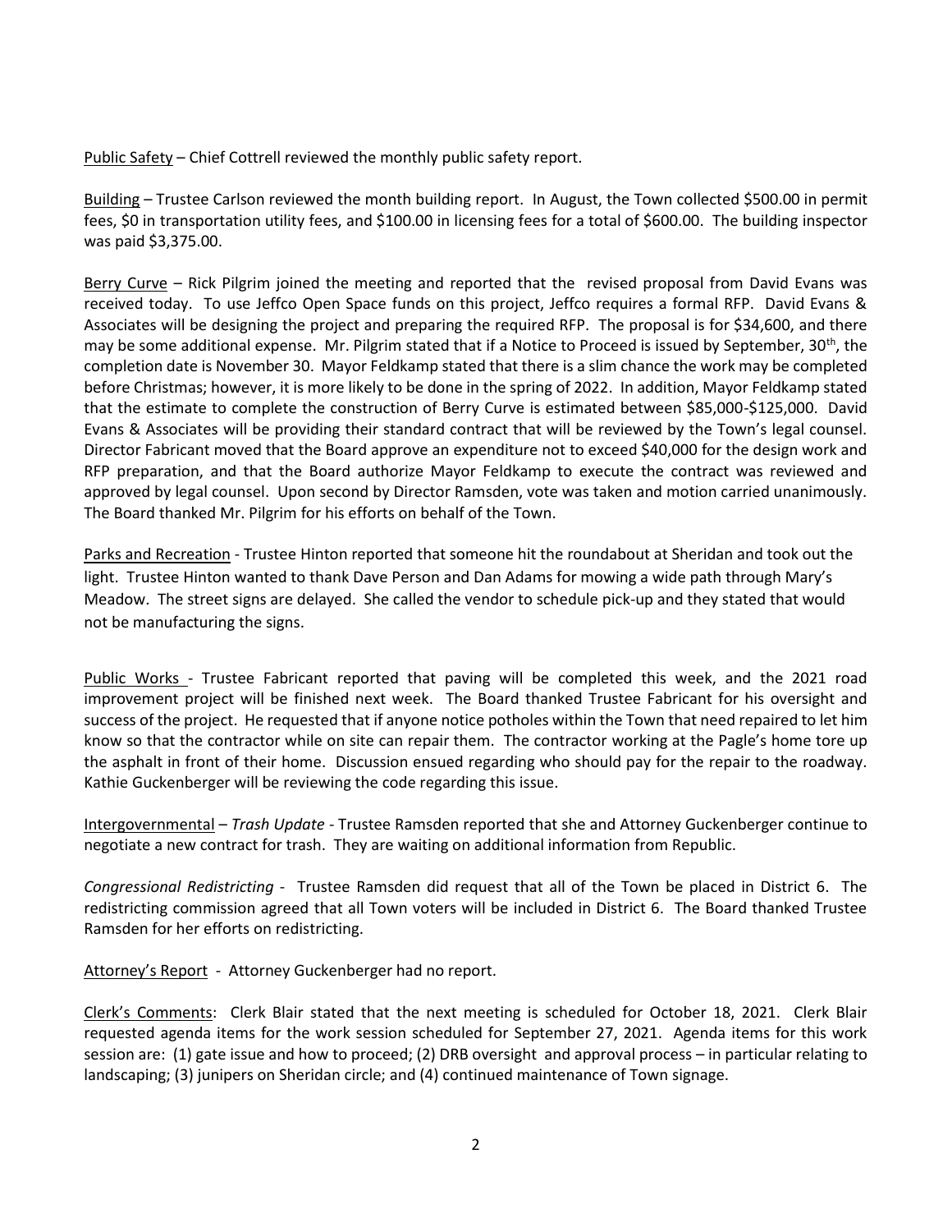<u>Public Safety</u> – Chief Cottrell reviewed the monthly public safety report.

<u>Building</u> – Trustee Carlson reviewed the month building report. In August, the Town collected $500.00 in permit fees, $0 in transportation utility fees, and $100.00 in licensing fees for a total of $600.00. The building inspector was paid $3,375.00.

<u>Berry Curve</u> – Rick Pilgrim joined the meeting and reported that the revised proposal from David Evans was received today. To use Jeffco Open Space funds on this project, Jeffco requires a formal RFP. David Evans & Associates will be designing the project and preparing the required RFP. The proposal is for $34,600, and there may be some additional expense. Mr. Pilgrim stated that if a Notice to Proceed is issued by September, 30th, the completion date is November 30. Mayor Feldkamp stated that there is a slim chance the work may be completed before Christmas; however, it is more likely to be done in the spring of 2022. In addition, Mayor Feldkamp stated that the estimate to complete the construction of Berry Curve is estimated between $85,000-$125,000. David Evans & Associates will be providing their standard contract that will be reviewed by the Town's legal counsel. Director Fabricant moved that the Board approve an expenditure not to exceed $40,000 for the design work and RFP preparation, and that the Board authorize Mayor Feldkamp to execute the contract was reviewed and approved by legal counsel. Upon second by Director Ramsden, vote was taken and motion carried unanimously. The Board thanked Mr. Pilgrim for his efforts on behalf of the Town.

<u>Parks and Recreation</u> - Trustee Hinton reported that someone hit the roundabout at Sheridan and took out the light. Trustee Hinton wanted to thank Dave Person and Dan Adams for mowing a wide path through Mary's Meadow. The street signs are delayed. She called the vendor to schedule pick-up and they stated that would not be manufacturing the signs.

<u>Public Works</u> - Trustee Fabricant reported that paving will be completed this week, and the 2021 road improvement project will be finished next week. The Board thanked Trustee Fabricant for his oversight and success of the project. He requested that if anyone notice potholes within the Town that need repaired to let him know so that the contractor while on site can repair them. The contractor working at the Pagle's home tore up the asphalt in front of their home. Discussion ensued regarding who should pay for the repair to the roadway. Kathie Guckenberger will be reviewing the code regarding this issue.

<u>Intergovernmental</u> – *Trash Update* - Trustee Ramsden reported that she and Attorney Guckenberger continue to negotiate a new contract for trash. They are waiting on additional information from Republic.

*Congressional Redistricting* - Trustee Ramsden did request that all of the Town be placed in District 6. The redistricting commission agreed that all Town voters will be included in District 6. The Board thanked Trustee Ramsden for her efforts on redistricting.

<u>Attorney's Report</u> - Attorney Guckenberger had no report.

<u>Clerk's Comments</u>: Clerk Blair stated that the next meeting is scheduled for October 18, 2021. Clerk Blair requested agenda items for the work session scheduled for September 27, 2021. Agenda items for this work session are: (1) gate issue and how to proceed; (2) DRB oversight and approval process – in particular relating to landscaping; (3) junipers on Sheridan circle; and (4) continued maintenance of Town signage.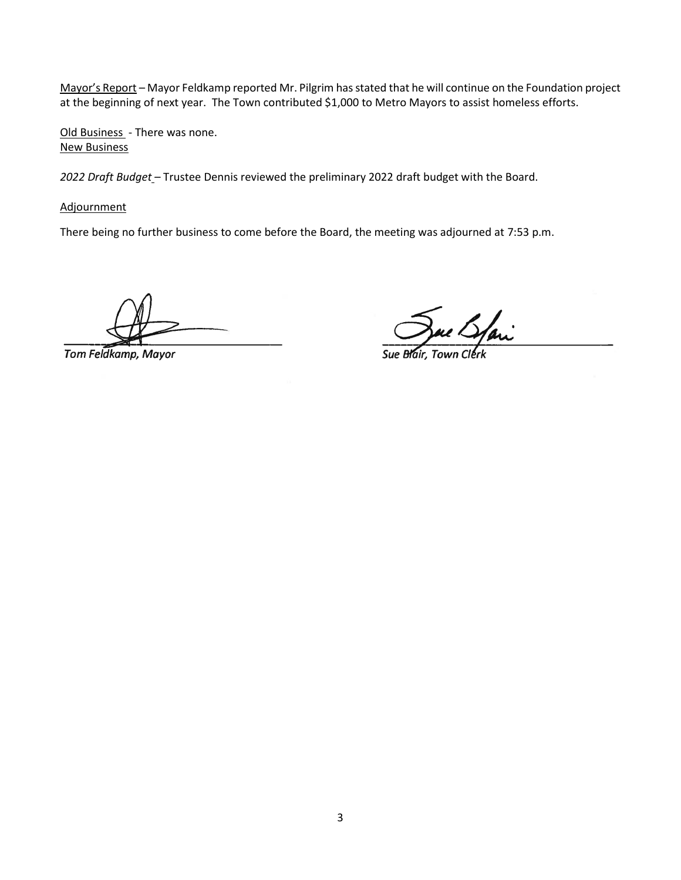Mayor's Report – Mayor Feldkamp reported Mr. Pilgrim has stated that he will continue on the Foundation project at the beginning of next year. The Town contributed $1,000 to Metro Mayors to assist homeless efforts.

Old Business - There was none.

New Business

*2022 Draft Budget* – Trustee Dennis reviewed the preliminary 2022 draft budget with the Board.

Adjournment

There being no further business to come before the Board, the meeting was adjourned at 7:53 p.m.

*Tom Feldkamp, Mayor*

*Sue Blair, Town Clerk*